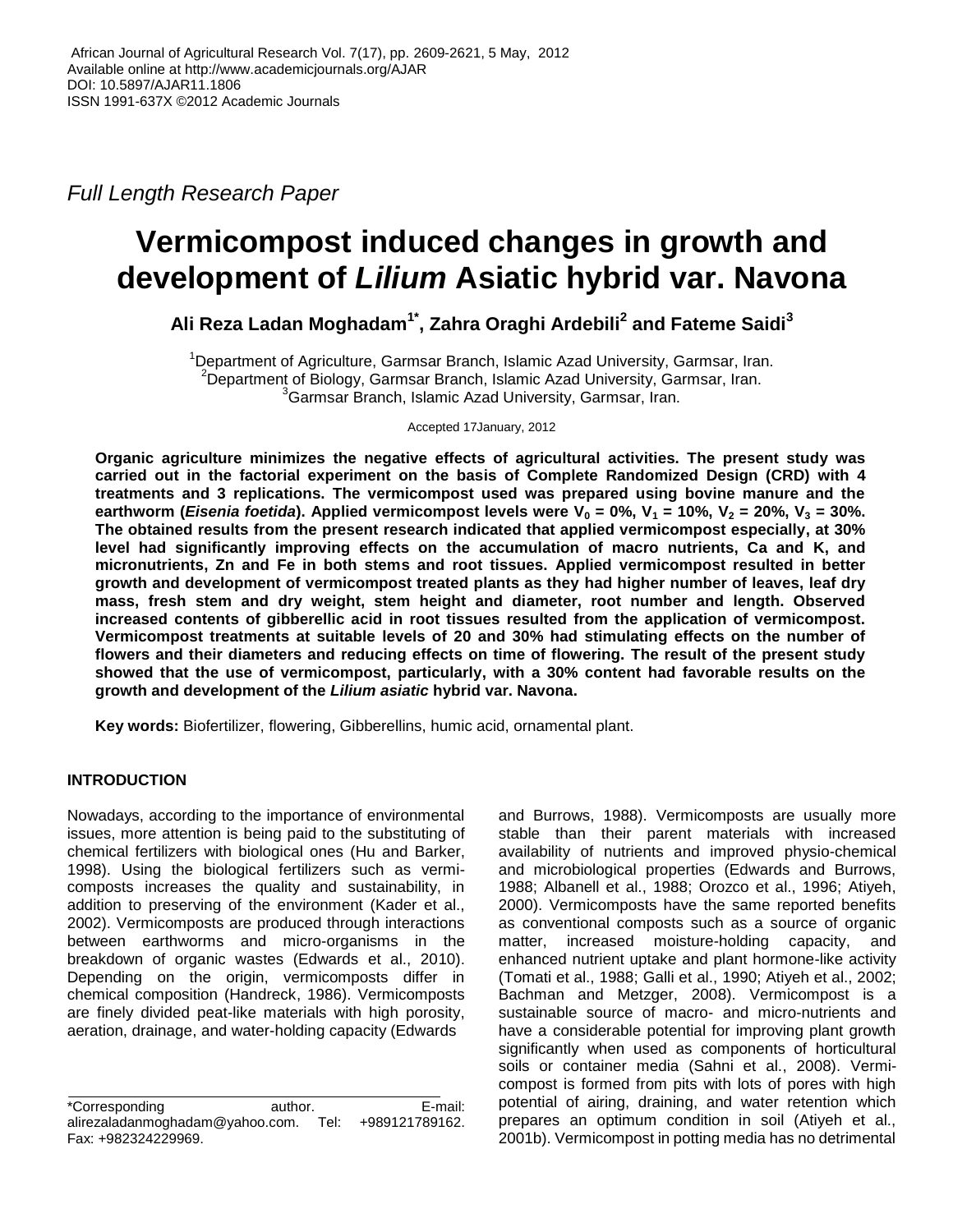African Journal of Agricultural Research Vol. 7(17), pp. 2609-2621, 5 May, 2012
Available online at http://www.academicjournals.org/AJAR
DOI: 10.5897/AJAR11.1806
ISSN 1991-637X ©2012 Academic Journals

*Full Length Research Paper*

# Vermicompost induced changes in growth and development of *Lilium* Asiatic hybrid var. Navona

**Ali Reza Ladan Moghadam[1*], Zahra Oraghi Ardebili[2] and Fateme Saidi[3]**

[1]Department of Agriculture, Garmsar Branch, Islamic Azad University, Garmsar, Iran.
[2]Department of Biology, Garmsar Branch, Islamic Azad University, Garmsar, Iran.
[3]Garmsar Branch, Islamic Azad University, Garmsar, Iran.

Accepted 17January, 2012

**Organic agriculture minimizes the negative effects of agricultural activities. The present study was carried out in the factorial experiment on the basis of Complete Randomized Design (CRD) with 4 treatments and 3 replications. The vermicompost used was prepared using bovine manure and the earthworm (*Eisenia foetida*). Applied vermicompost levels were $V_0$ = 0%, $V_1$ = 10%, $V_2$ = 20%, $V_3$ = 30%. The obtained results from the present research indicated that applied vermicompost especially, at 30% level had significantly improving effects on the accumulation of macro nutrients, Ca and K, and micronutrients, Zn and Fe in both stems and root tissues. Applied vermicompost resulted in better growth and development of vermicompost treated plants as they had higher number of leaves, leaf dry mass, fresh stem and dry weight, stem height and diameter, root number and length. Observed increased contents of gibberellic acid in root tissues resulted from the application of vermicompost. Vermicompost treatments at suitable levels of 20 and 30% had stimulating effects on the number of flowers and their diameters and reducing effects on time of flowering. The result of the present study showed that the use of vermicompost, particularly, with a 30% content had favorable results on the growth and development of the *Lilium asiatic* hybrid var. Navona.**

**Key words:** Biofertilizer, flowering, Gibberellins, humic acid, ornamental plant.

## INTRODUCTION

Nowadays, according to the importance of environmental issues, more attention is being paid to the substituting of chemical fertilizers with biological ones (Hu and Barker, 1998). Using the biological fertilizers such as vermicomposts increases the quality and sustainability, in addition to preserving of the environment (Kader et al., 2002). Vermicomposts are produced through interactions between earthworms and micro-organisms in the breakdown of organic wastes (Edwards et al., 2010). Depending on the origin, vermicomposts differ in chemical composition (Handreck, 1986). Vermicomposts are finely divided peat-like materials with high porosity, aeration, drainage, and water-holding capacity (Edwards and Burrows, 1988). Vermicomposts are usually more stable than their parent materials with increased availability of nutrients and improved physio-chemical and microbiological properties (Edwards and Burrows, 1988; Albanell et al., 1988; Orozco et al., 1996; Atiyeh, 2000). Vermicomposts have the same reported benefits as conventional composts such as a source of organic matter, increased moisture-holding capacity, and enhanced nutrient uptake and plant hormone-like activity (Tomati et al., 1988; Galli et al., 1990; Atiyeh et al., 2002; Bachman and Metzger, 2008). Vermicompost is a sustainable source of macro- and micro-nutrients and have a considerable potential for improving plant growth significantly when used as components of horticultural soils or container media (Sahni et al., 2008). Vermicompost is formed from pits with lots of pores with high potential of airing, draining, and water retention which prepares an optimum condition in soil (Atiyeh et al., 2001b). Vermicompost in potting media has no detrimental

*Corresponding author. E-mail: alirezaladanmoghadam@yahoo.com. Tel: +989121789162. Fax: +982324229969.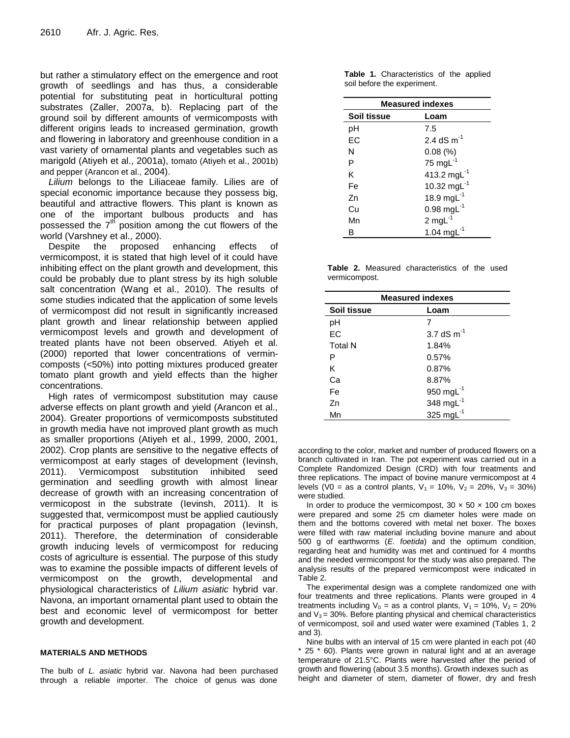but rather a stimulatory effect on the emergence and root growth of seedlings and has thus, a considerable potential for substituting peat in horticultural potting substrates (Zaller, 2007a, b). Replacing part of the ground soil by different amounts of vermicomposts with different origins leads to increased germination, growth and flowering in laboratory and greenhouse condition in a vast variety of ornamental plants and vegetables such as marigold (Atiyeh et al., 2001a), tomato (Atiyeh et al., 2001b) and pepper (Arancon et al., 2004).

*Lilium* belongs to the Liliaceae family. Lilies are of special economic importance because they possess big, beautiful and attractive flowers. This plant is known as one of the important bulbous products and has possessed the $7^{th}$ position among the cut flowers of the world (Varshney et al., 2000).

Despite the proposed enhancing effects of vermicompost, it is stated that high level of it could have inhibiting effect on the plant growth and development, this could be probably due to plant stress by its high soluble salt concentration (Wang et al., 2010). The results of some studies indicated that the application of some levels of vermicompost did not result in significantly increased plant growth and linear relationship between applied vermicompost levels and growth and development of treated plants have not been observed. Atiyeh et al. (2000) reported that lower concentrations of vermin-composts (<50%) into potting mixtures produced greater tomato plant growth and yield effects than the higher concentrations.

High rates of vermicompost substitution may cause adverse effects on plant growth and yield (Arancon et al., 2004). Greater proportions of vermicomposts substituted in growth media have not improved plant growth as much as smaller proportions (Atiyeh et al., 1999, 2000, 2001, 2002). Crop plants are sensitive to the negative effects of vermicompost at early stages of development (Ievinsh, 2011). Vermicompost substitution inhibited seed germination and seedling growth with almost linear decrease of growth with an increasing concentration of vermicopost in the substrate (Ievinsh, 2011). It is suggested that, vermicompost must be applied cautiously for practical purposes of plant propagation (Ievinsh, 2011). Therefore, the determination of considerable growth inducing levels of vermicompost for reducing costs of agriculture is essential. The purpose of this study was to examine the possible impacts of different levels of vermicompost on the growth, developmental and physiological characteristics of *Lilium asiatic* hybrid var. Navona, an important ornamental plant used to obtain the best and economic level of vermicompost for better growth and development.

## MATERIALS AND METHODS

The bulb of *L. asiatic* hybrid var. Navona had been purchased through a reliable importer. The choice of genus was done according to the color, market and number of produced flowers on a branch cultivated in Iran. The pot experiment was carried out in a Complete Randomized Design (CRD) with four treatments and three replications. The impact of bovine manure vermicompost at 4 levels (V0 = as a control plants, $V_1$ = 10%, $V_2$ = 20%, $V_3$ = 30%) were studied.

In order to produce the vermicompost, 30 × 50 × 100 cm boxes were prepared and some 25 cm diameter holes were made on them and the bottoms covered with metal net boxer. The boxes were filled with raw material including bovine manure and about 500 g of earthworms (*E. foetida*) and the optimum condition, regarding heat and humidity was met and continued for 4 months and the needed vermicompost for the study was also prepared. The analysis results of the prepared vermicompost were indicated in Table 2.

The experimental design was a complete randomized one with four treatments and three replications. Plants were grouped in 4 treatments including $V_0$ = as a control plants, $V_1$ = 10%, $V_2$ = 20% and $V_3$ = 30%. Before planting physical and chemical characteristics of vermicompost, soil and used water were examined (Tables 1, 2 and 3).

Nine bulbs with an interval of 15 cm were planted in each pot (40 * 25 * 60). Plants were grown in natural light and at an average temperature of 21.5°C. Plants were harvested after the period of growth and flowering (about 3.5 months). Growth indexes such as height and diameter of stem, diameter of flower, dry and fresh

**Table 1.** Characteristics of the applied soil before the experiment.

| Measured indexes | |
|---|---|
| **Soil tissue** | **Loam** |
| pH | 7.5 |
| EC | 2.4 dS $m^{-1}$ |
| N | 0.08 (%) |
| P | 75 $mgL^{-1}$ |
| K | 413.2 $mgL^{-1}$ |
| Fe | 10.32 $mgL^{-1}$ |
| Zn | 18.9 $mgL^{-1}$ |
| Cu | 0.98 $mgL^{-1}$ |
| Mn | 2 $mgL^{-1}$ |
| B | 1.04 $mgL^{-1}$ |

**Table 2.** Measured characteristics of the used vermicompost.

| Measured indexes | |
|---|---|
| **Soil tissue** | **Loam** |
| pH | 7 |
| EC | 3.7 dS $m^{-1}$ |
| Total N | 1.84% |
| P | 0.57% |
| K | 0.87% |
| Ca | 8.87% |
| Fe | 950 $mgL^{-1}$ |
| Zn | 348 $mgL^{-1}$ |
| Mn | 325 $mgL^{-1}$ |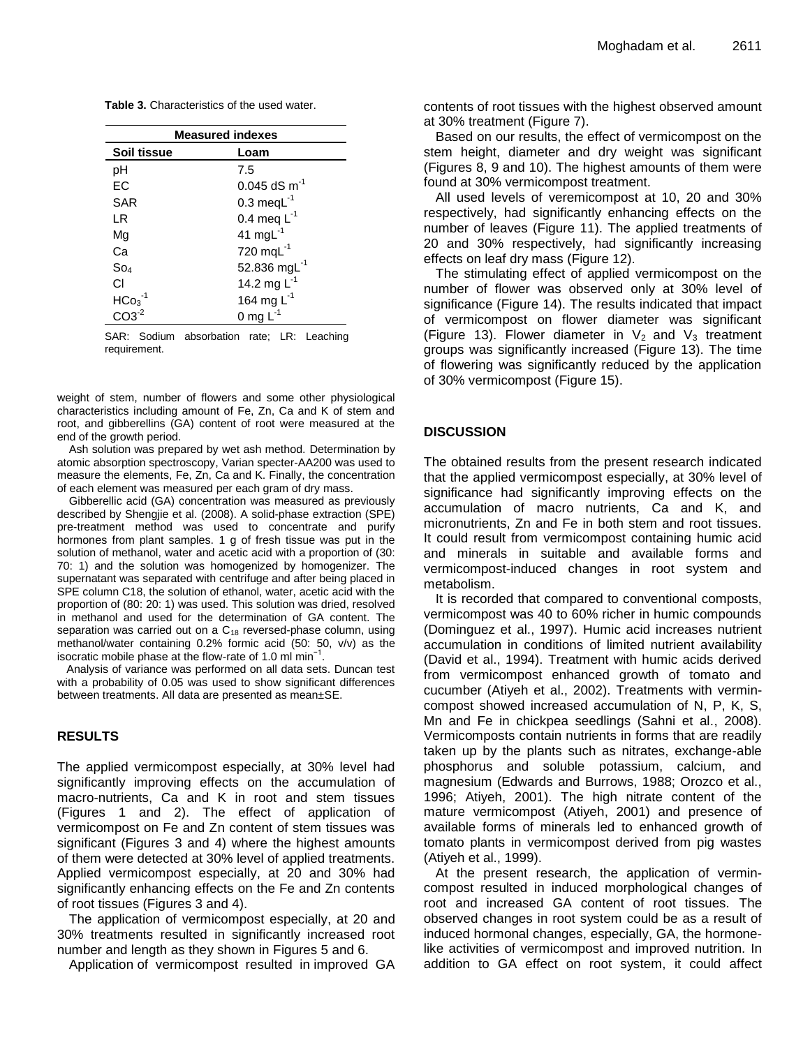**Table 3.** Characteristics of the used water.

| Measured indexes | |
|---|---|
| **Soil tissue** | **Loam** |
| pH | 7.5 |
| EC | 0.045 dS $m^{-1}$ |
| SAR | 0.3 $meqL^{-1}$ |
| LR | 0.4 meq $L^{-1}$ |
| Mg | 41 $mgL^{-1}$ |
| Ca | 720 $mqL^{-1}$ |
| $So_4$ | 52.836 $mgL^{-1}$ |
| Cl | 14.2 mg $L^{-1}$ |
| $HCo_3^{-1}$ | 164 mg $L^{-1}$ |
| $CO3^{-2}$ | 0 mg $L^{-1}$ |

SAR: Sodium absorbation rate; LR: Leaching requirement.

weight of stem, number of flowers and some other physiological characteristics including amount of Fe, Zn, Ca and K of stem and root, and gibberellins (GA) content of root were measured at the end of the growth period.

Ash solution was prepared by wet ash method. Determination by atomic absorption spectroscopy, Varian specter-AA200 was used to measure the elements, Fe, Zn, Ca and K. Finally, the concentration of each element was measured per each gram of dry mass.

Gibberellic acid (GA) concentration was measured as previously described by Shengjie et al. (2008). A solid-phase extraction (SPE) pre-treatment method was used to concentrate and purify hormones from plant samples. 1 g of fresh tissue was put in the solution of methanol, water and acetic acid with a proportion of (30: 70: 1) and the solution was homogenized by homogenizer. The supernatant was separated with centrifuge and after being placed in SPE column C18, the solution of ethanol, water, acetic acid with the proportion of (80: 20: 1) was used. This solution was dried, resolved in methanol and used for the determination of GA content. The separation was carried out on a $C_{18}$ reversed-phase column, using methanol/water containing 0.2% formic acid (50: 50, v/v) as the isocratic mobile phase at the flow-rate of 1.0 ml $min^{-1}$.

Analysis of variance was performed on all data sets. Duncan test with a probability of 0.05 was used to show significant differences between treatments. All data are presented as mean±SE.

## RESULTS

The applied vermicompost especially, at 30% level had significantly improving effects on the accumulation of macro-nutrients, Ca and K in root and stem tissues (Figures 1 and 2). The effect of application of vermicompost on Fe and Zn content of stem tissues was significant (Figures 3 and 4) where the highest amounts of them were detected at 30% level of applied treatments. Applied vermicompost especially, at 20 and 30% had significantly enhancing effects on the Fe and Zn contents of root tissues (Figures 3 and 4).

The application of vermicompost especially, at 20 and 30% treatments resulted in significantly increased root number and length as they shown in Figures 5 and 6.

Application of vermicompost resulted in improved GA contents of root tissues with the highest observed amount at 30% treatment (Figure 7).

Based on our results, the effect of vermicompost on the stem height, diameter and dry weight was significant (Figures 8, 9 and 10). The highest amounts of them were found at 30% vermicompost treatment.

All used levels of veremicompost at 10, 20 and 30% respectively, had significantly enhancing effects on the number of leaves (Figure 11). The applied treatments of 20 and 30% respectively, had significantly increasing effects on leaf dry mass (Figure 12).

The stimulating effect of applied vermicompost on the number of flower was observed only at 30% level of significance (Figure 14). The results indicated that impact of vermicompost on flower diameter was significant (Figure 13). Flower diameter in $V_2$ and $V_3$ treatment groups was significantly increased (Figure 13). The time of flowering was significantly reduced by the application of 30% vermicompost (Figure 15).

## DISCUSSION

The obtained results from the present research indicated that the applied vermicompost especially, at 30% level of significance had significantly improving effects on the accumulation of macro nutrients, Ca and K, and micronutrients, Zn and Fe in both stem and root tissues. It could result from vermicompost containing humic acid and minerals in suitable and available forms and vermicompost-induced changes in root system and metabolism.

It is recorded that compared to conventional composts, vermicompost was 40 to 60% richer in humic compounds (Dominguez et al., 1997). Humic acid increases nutrient accumulation in conditions of limited nutrient availability (David et al., 1994). Treatment with humic acids derived from vermicompost enhanced growth of tomato and cucumber (Atiyeh et al., 2002). Treatments with vermincompost showed increased accumulation of N, P, K, S, Mn and Fe in chickpea seedlings (Sahni et al., 2008). Vermicomposts contain nutrients in forms that are readily taken up by the plants such as nitrates, exchange-able phosphorus and soluble potassium, calcium, and magnesium (Edwards and Burrows, 1988; Orozco et al., 1996; Atiyeh, 2001). The high nitrate content of the mature vermicompost (Atiyeh, 2001) and presence of available forms of minerals led to enhanced growth of tomato plants in vermicompost derived from pig wastes (Atiyeh et al., 1999).

At the present research, the application of vermincompost resulted in induced morphological changes of root and increased GA content of root tissues. The observed changes in root system could be as a result of induced hormonal changes, especially, GA, the hormone-like activities of vermicompost and improved nutrition. In addition to GA effect on root system, it could affect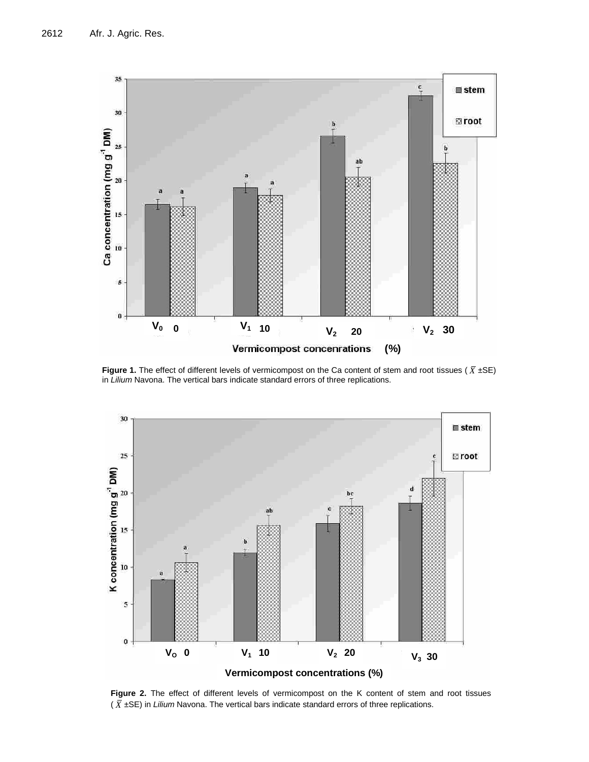**Figure 1.** The effect of different levels of vermicompost on the Ca content of stem and root tissues ( $\bar{X}$ ±SE) in *Lilium* Navona. The vertical bars indicate standard errors of three replications.

**Figure 2.** The effect of different levels of vermicompost on the K content of stem and root tissues ( $\bar{X}$ ±SE) in *Lilium* Navona. The vertical bars indicate standard errors of three replications.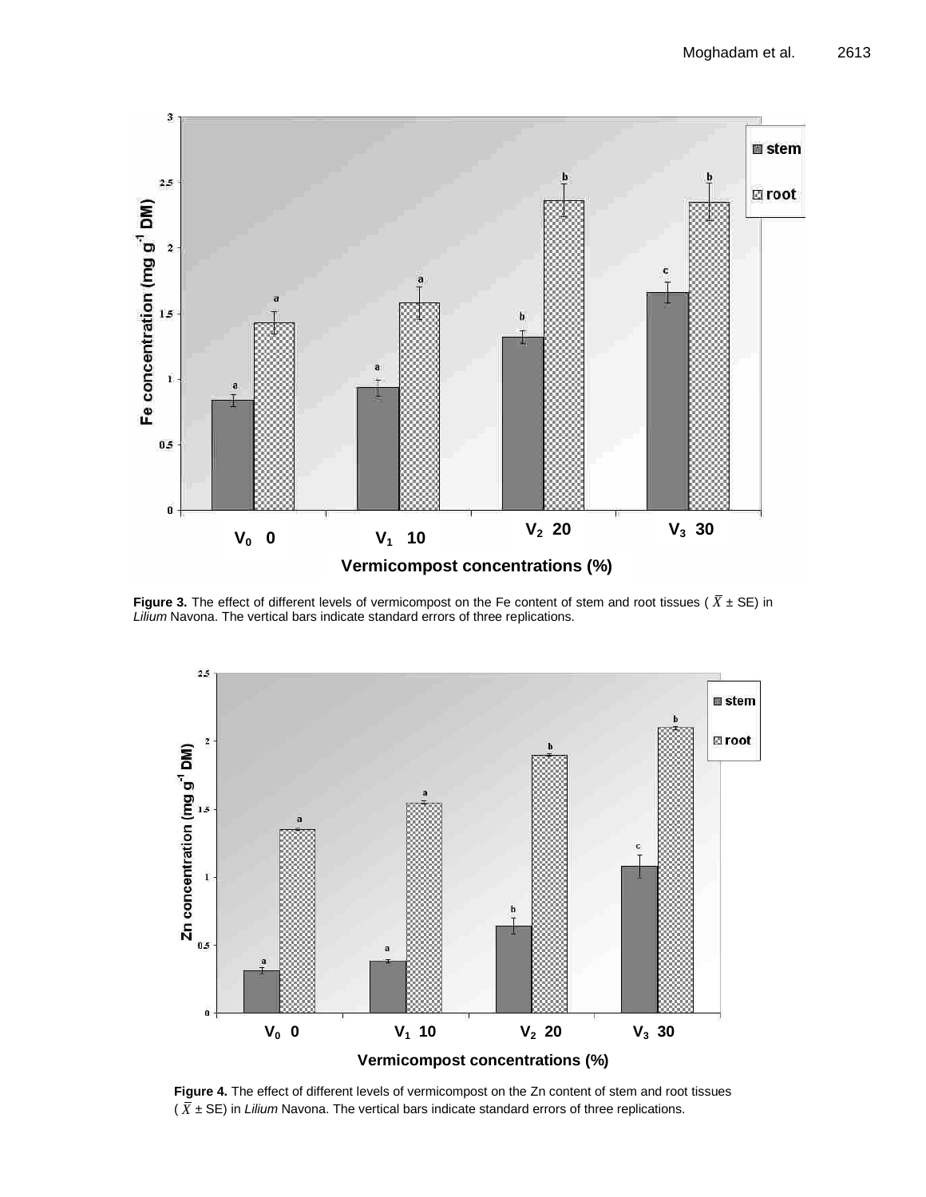**Figure 3.** The effect of different levels of vermicompost on the Fe content of stem and root tissues ( $\bar{X}$ ± SE) in *Lilium* Navona. The vertical bars indicate standard errors of three replications.

**Figure 4.** The effect of different levels of vermicompost on the Zn content of stem and root tissues ( $\bar{X}$ ± SE) in *Lilium* Navona. The vertical bars indicate standard errors of three replications.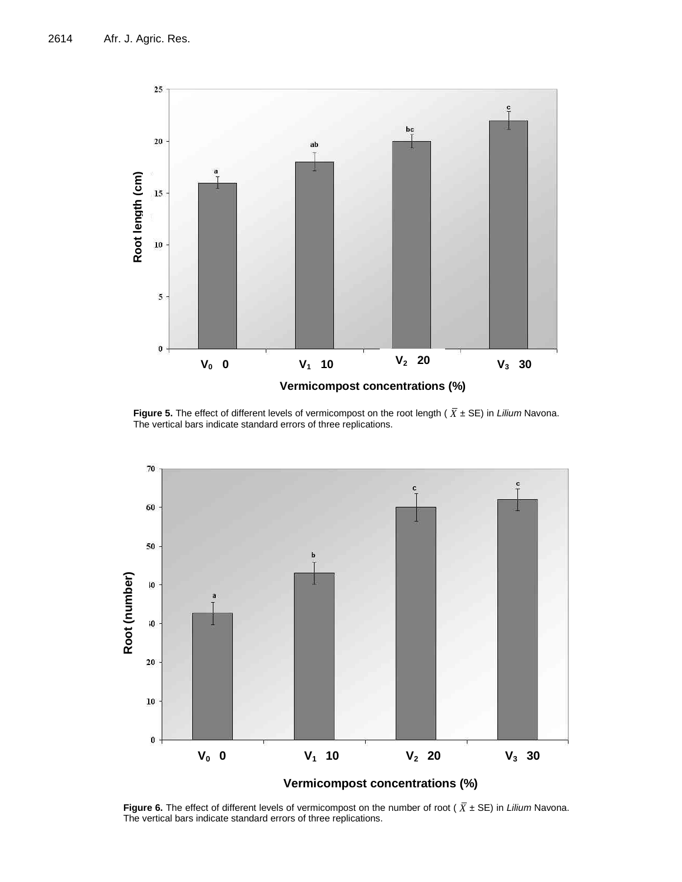**Figure 5.** The effect of different levels of vermicompost on the root length ( $\overline{X}$ ± SE) in *Lilium* Navona. The vertical bars indicate standard errors of three replications.

**Figure 6.** The effect of different levels of vermicompost on the number of root ( $\overline{X}$ ± SE) in *Lilium* Navona. The vertical bars indicate standard errors of three replications.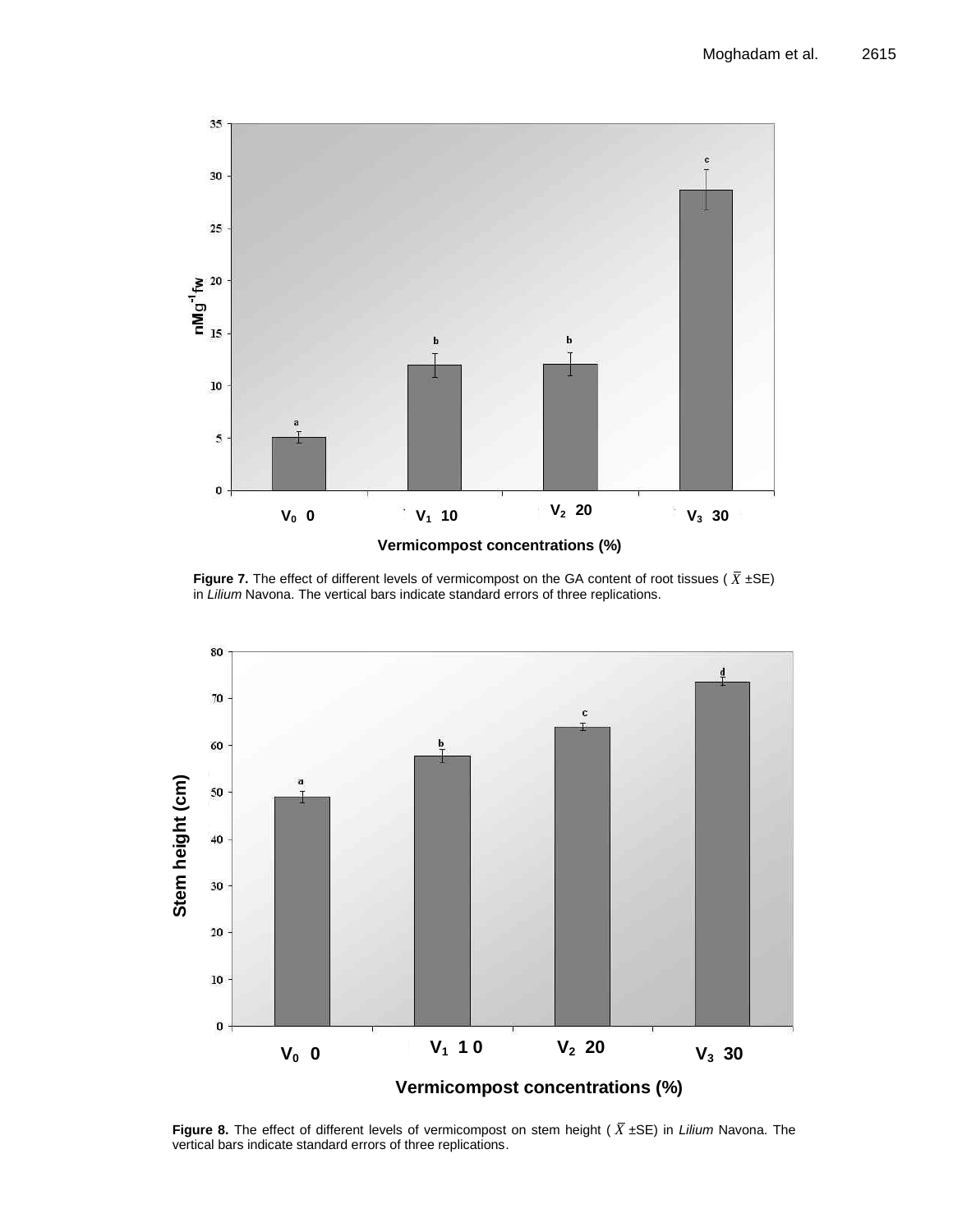**Figure 7.** The effect of different levels of vermicompost on the GA content of root tissues ( $\bar{X}$ ±SE) in *Lilium* Navona. The vertical bars indicate standard errors of three replications.

**Figure 8.** The effect of different levels of vermicompost on stem height ( $\bar{X}$ ±SE) in *Lilium* Navona. The vertical bars indicate standard errors of three replications.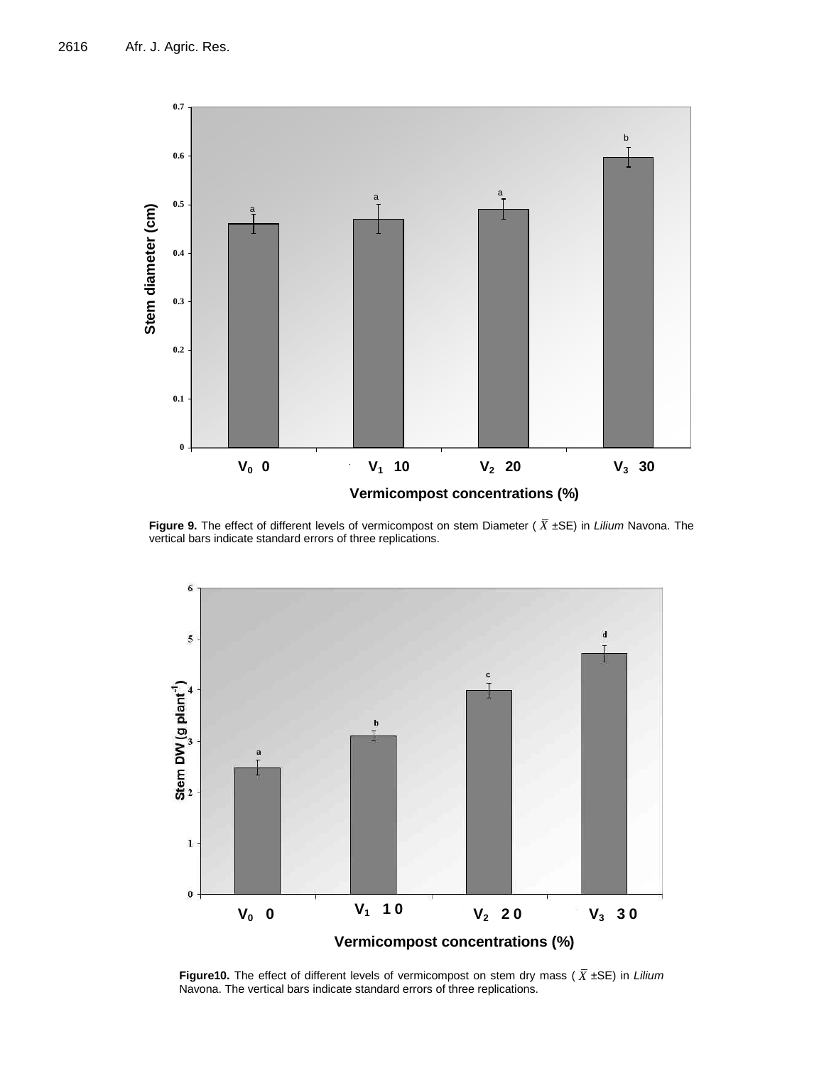**Figure 9.** The effect of different levels of vermicompost on stem Diameter ( $\bar{X}$ ±SE) in *Lilium* Navona. The vertical bars indicate standard errors of three replications.

**Figure10.** The effect of different levels of vermicompost on stem dry mass ( $\bar{X}$ ±SE) in *Lilium* Navona. The vertical bars indicate standard errors of three replications.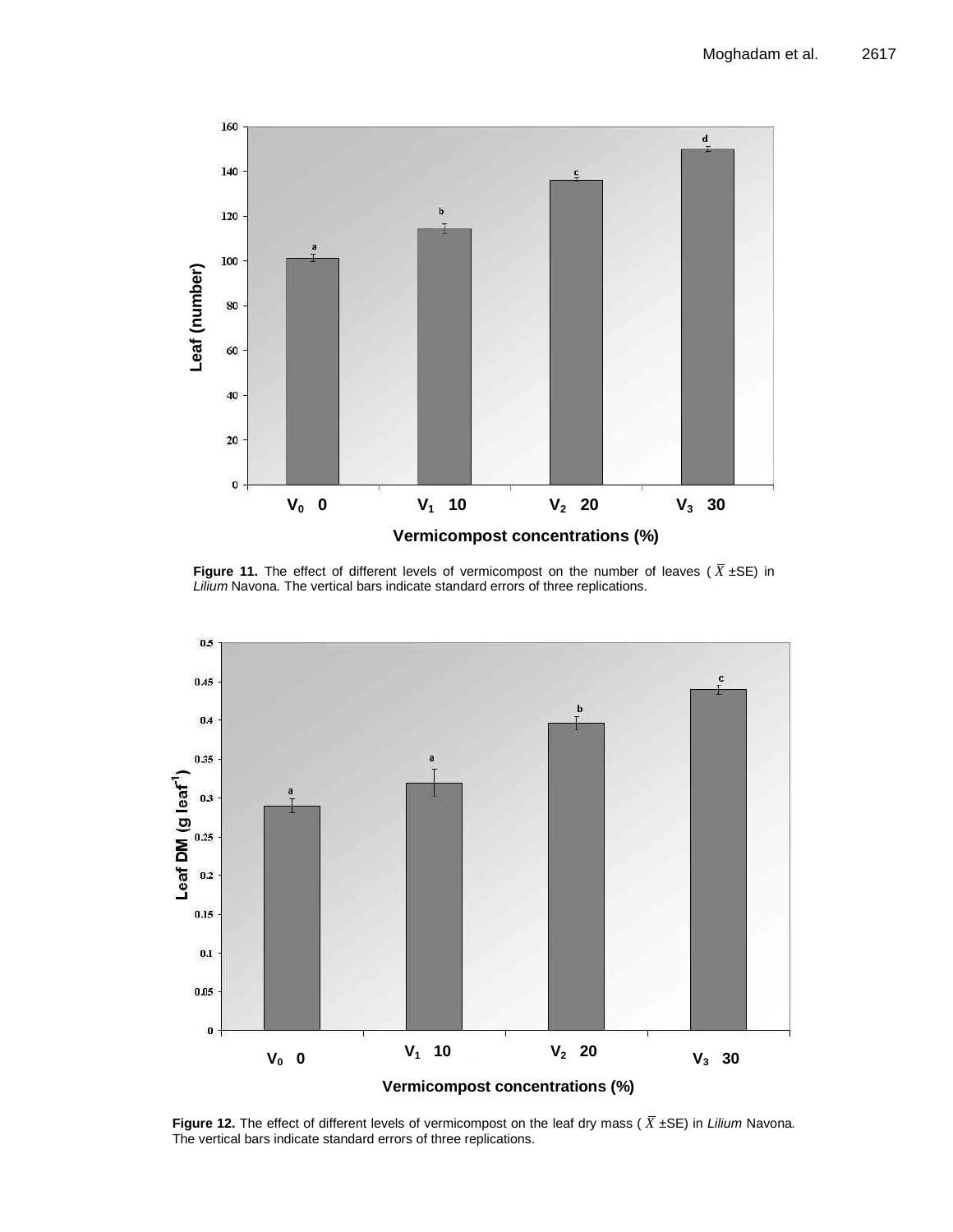**Figure 11.** The effect of different levels of vermicompost on the number of leaves ( $\bar{X}$ ±SE) in *Lilium* Navona*.* The vertical bars indicate standard errors of three replications.

**Figure 12.** The effect of different levels of vermicompost on the leaf dry mass ( $\bar{X}$ ±SE) in *Lilium* Navona*.* The vertical bars indicate standard errors of three replications.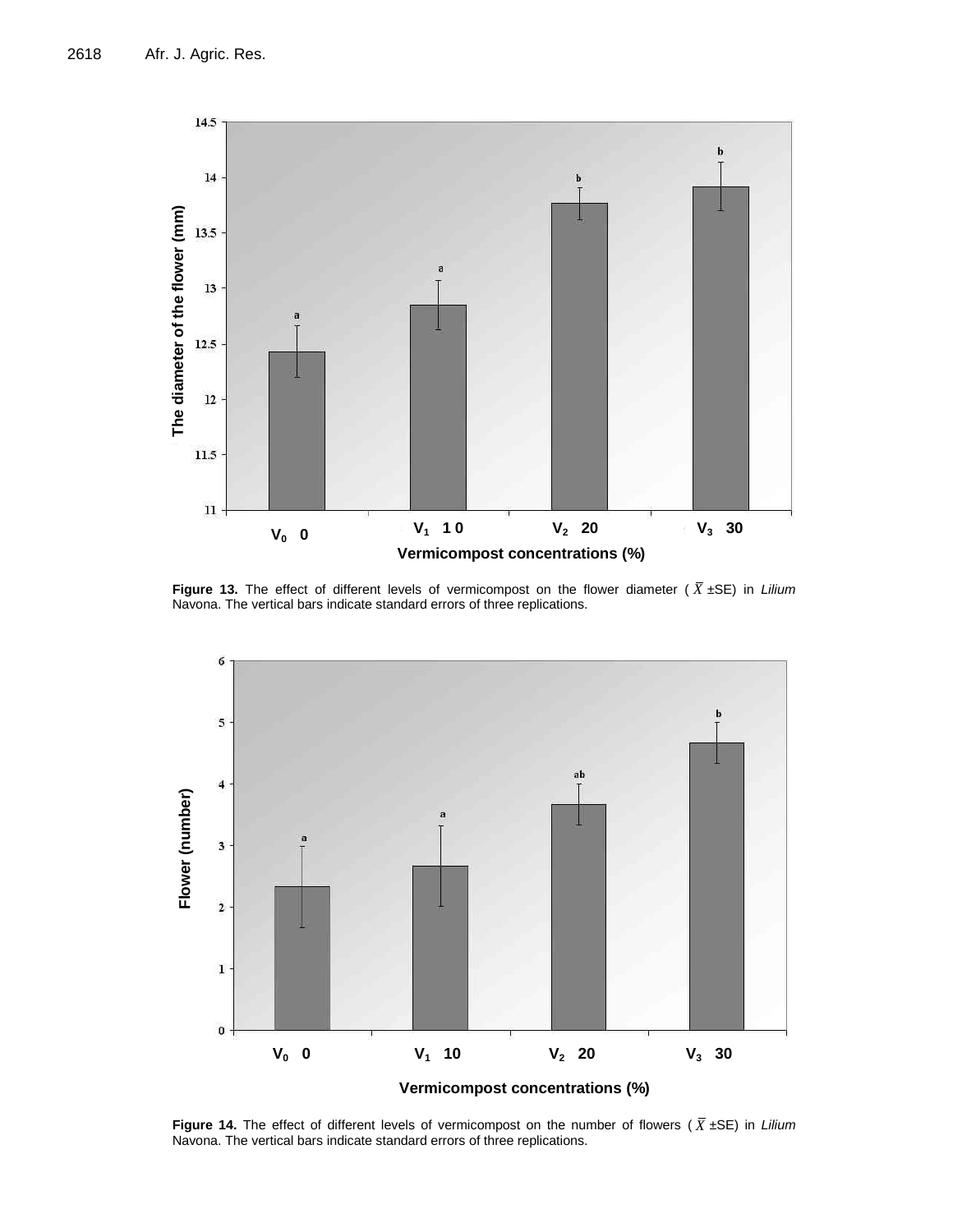**Figure 13.** The effect of different levels of vermicompost on the flower diameter ( $\bar{X}$ ±SE) in *Lilium* Navona. The vertical bars indicate standard errors of three replications.

**Figure 14.** The effect of different levels of vermicompost on the number of flowers ( $\bar{X}$ ±SE) in *Lilium* Navona. The vertical bars indicate standard errors of three replications.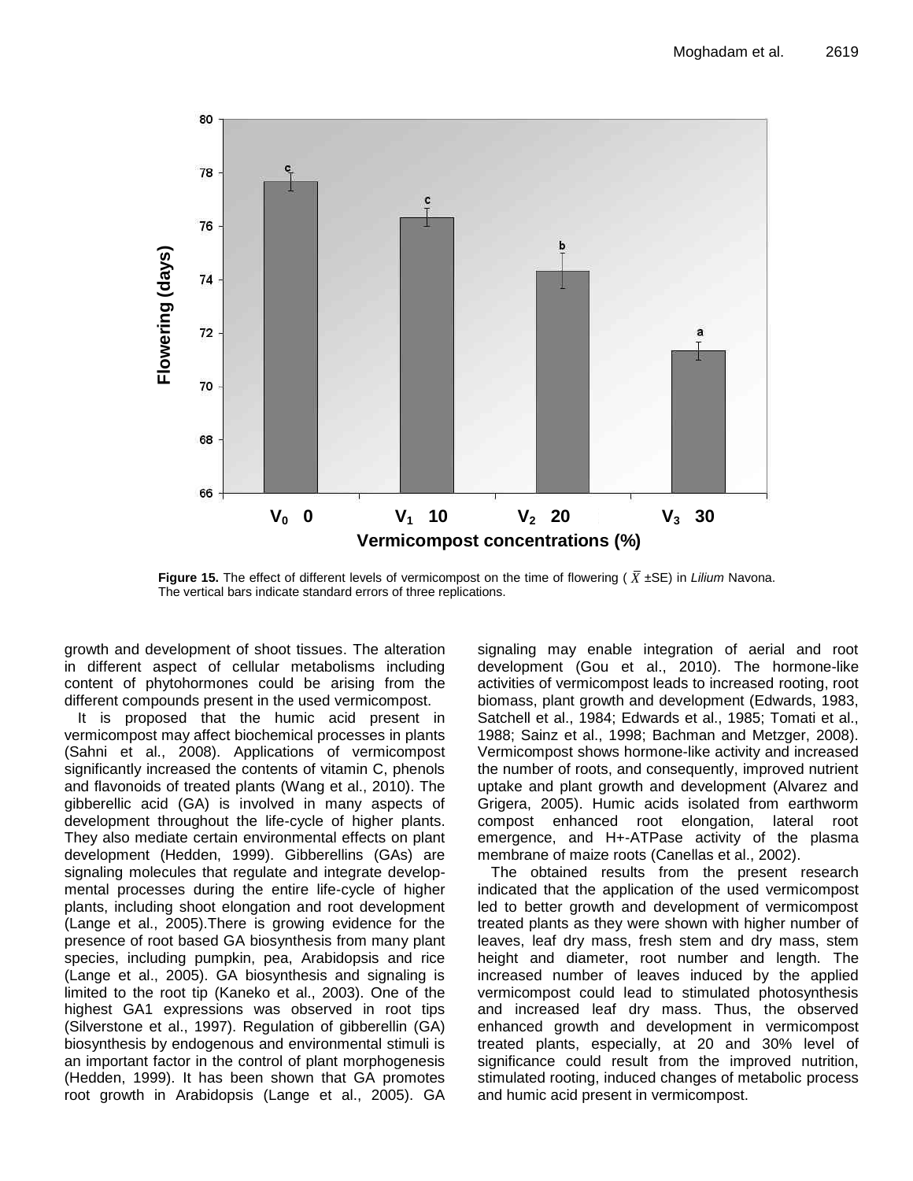**Figure 15.** The effect of different levels of vermicompost on the time of flowering ( $\bar{X}$ ±SE) in *Lilium* Navona. The vertical bars indicate standard errors of three replications.

growth and development of shoot tissues. The alteration in different aspect of cellular metabolisms including content of phytohormones could be arising from the different compounds present in the used vermicompost.

It is proposed that the humic acid present in vermicompost may affect biochemical processes in plants (Sahni et al., 2008). Applications of vermicompost significantly increased the contents of vitamin C, phenols and flavonoids of treated plants (Wang et al., 2010). The gibberellic acid (GA) is involved in many aspects of development throughout the life-cycle of higher plants. They also mediate certain environmental effects on plant development (Hedden, 1999). Gibberellins (GAs) are signaling molecules that regulate and integrate developmental processes during the entire life-cycle of higher plants, including shoot elongation and root development (Lange et al., 2005).There is growing evidence for the presence of root based GA biosynthesis from many plant species, including pumpkin, pea, Arabidopsis and rice (Lange et al., 2005). GA biosynthesis and signaling is limited to the root tip (Kaneko et al., 2003). One of the highest GA1 expressions was observed in root tips (Silverstone et al., 1997). Regulation of gibberellin (GA) biosynthesis by endogenous and environmental stimuli is an important factor in the control of plant morphogenesis (Hedden, 1999). It has been shown that GA promotes root growth in Arabidopsis (Lange et al., 2005). GA signaling may enable integration of aerial and root development (Gou et al., 2010). The hormone-like activities of vermicompost leads to increased rooting, root biomass, plant growth and development (Edwards, 1983, Satchell et al., 1984; Edwards et al., 1985; Tomati et al., 1988; Sainz et al., 1998; Bachman and Metzger, 2008). Vermicompost shows hormone-like activity and increased the number of roots, and consequently, improved nutrient uptake and plant growth and development (Alvarez and Grigera, 2005). Humic acids isolated from earthworm compost enhanced root elongation, lateral root emergence, and H+-ATPase activity of the plasma membrane of maize roots (Canellas et al., 2002).

The obtained results from the present research indicated that the application of the used vermicompost led to better growth and development of vermicompost treated plants as they were shown with higher number of leaves, leaf dry mass, fresh stem and dry mass, stem height and diameter, root number and length. The increased number of leaves induced by the applied vermicompost could lead to stimulated photosynthesis and increased leaf dry mass. Thus, the observed enhanced growth and development in vermicompost treated plants, especially, at 20 and 30% level of significance could result from the improved nutrition, stimulated rooting, induced changes of metabolic process and humic acid present in vermicompost.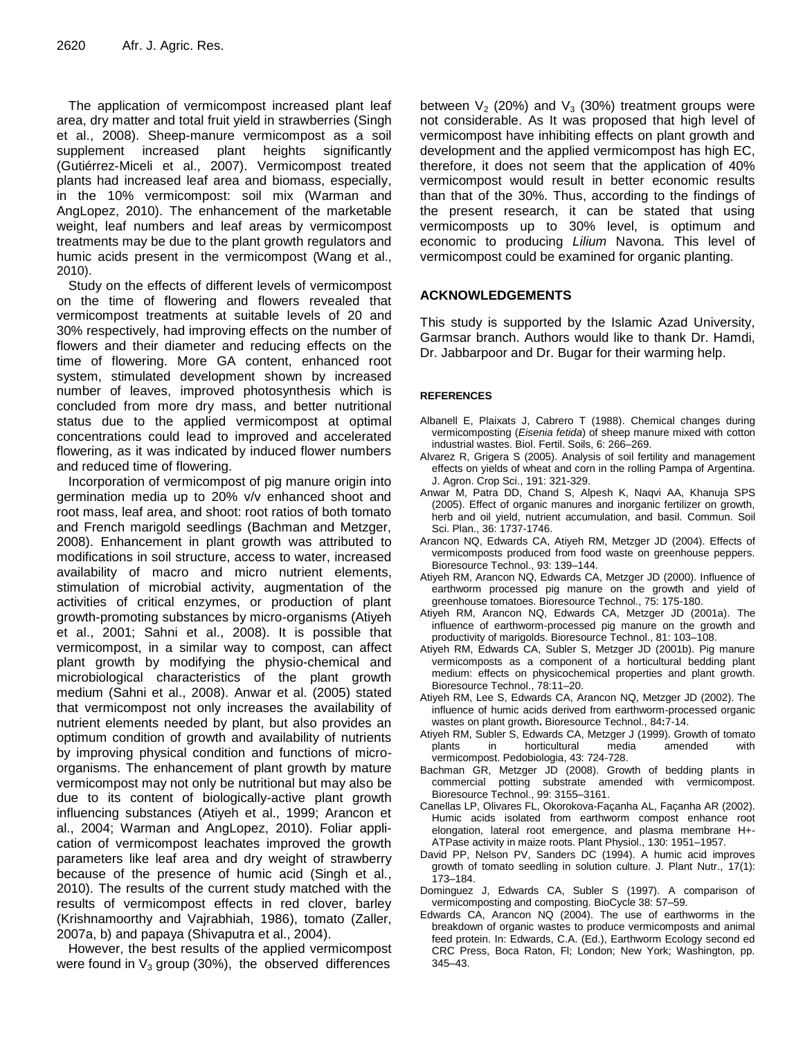The application of vermicompost increased plant leaf area, dry matter and total fruit yield in strawberries (Singh et al., 2008). Sheep-manure vermicompost as a soil supplement increased plant heights significantly (Gutiérrez-Miceli et al., 2007). Vermicompost treated plants had increased leaf area and biomass, especially, in the 10% vermicompost: soil mix (Warman and AngLopez, 2010). The enhancement of the marketable weight, leaf numbers and leaf areas by vermicompost treatments may be due to the plant growth regulators and humic acids present in the vermicompost (Wang et al., 2010).

Study on the effects of different levels of vermicompost on the time of flowering and flowers revealed that vermicompost treatments at suitable levels of 20 and 30% respectively, had improving effects on the number of flowers and their diameter and reducing effects on the time of flowering. More GA content, enhanced root system, stimulated development shown by increased number of leaves, improved photosynthesis which is concluded from more dry mass, and better nutritional status due to the applied vermicompost at optimal concentrations could lead to improved and accelerated flowering, as it was indicated by induced flower numbers and reduced time of flowering.

Incorporation of vermicompost of pig manure origin into germination media up to 20% v/v enhanced shoot and root mass, leaf area, and shoot: root ratios of both tomato and French marigold seedlings (Bachman and Metzger, 2008). Enhancement in plant growth was attributed to modifications in soil structure, access to water, increased availability of macro and micro nutrient elements, stimulation of microbial activity, augmentation of the activities of critical enzymes, or production of plant growth-promoting substances by micro-organisms (Atiyeh et al., 2001; Sahni et al., 2008). It is possible that vermicompost, in a similar way to compost, can affect plant growth by modifying the physio-chemical and microbiological characteristics of the plant growth medium (Sahni et al., 2008). Anwar et al. (2005) stated that vermicompost not only increases the availability of nutrient elements needed by plant, but also provides an optimum condition of growth and availability of nutrients by improving physical condition and functions of micro-organisms. The enhancement of plant growth by mature vermicompost may not only be nutritional but may also be due to its content of biologically-active plant growth influencing substances (Atiyeh et al., 1999; Arancon et al., 2004; Warman and AngLopez, 2010). Foliar application of vermicompost leachates improved the growth parameters like leaf area and dry weight of strawberry because of the presence of humic acid (Singh et al., 2010). The results of the current study matched with the results of vermicompost effects in red clover, barley (Krishnamoorthy and Vajrabhiah, 1986), tomato (Zaller, 2007a, b) and papaya (Shivaputra et al., 2004).

However, the best results of the applied vermicompost were found in $V_3$ group (30%), the observed differences between $V_2$ (20%) and $V_3$ (30%) treatment groups were not considerable. As It was proposed that high level of vermicompost have inhibiting effects on plant growth and development and the applied vermicompost has high EC, therefore, it does not seem that the application of 40% vermicompost would result in better economic results than that of the 30%. Thus, according to the findings of the present research, it can be stated that using vermicomposts up to 30% level, is optimum and economic to producing *Lilium* Navona. This level of vermicompost could be examined for organic planting.

## ACKNOWLEDGEMENTS

This study is supported by the Islamic Azad University, Garmsar branch. Authors would like to thank Dr. Hamdi, Dr. Jabbarpoor and Dr. Bugar for their warming help.

## REFERENCES

Albanell E, Plaixats J, Cabrero T (1988). Chemical changes during vermicomposting (*Eisenia fetida*) of sheep manure mixed with cotton industrial wastes. Biol. Fertil. Soils, 6: 266–269.

Alvarez R, Grigera S (2005). Analysis of soil fertility and management effects on yields of wheat and corn in the rolling Pampa of Argentina. J. Agron. Crop Sci., 191: 321-329.

Anwar M, Patra DD, Chand S, Alpesh K, Naqvi AA, Khanuja SPS (2005). Effect of organic manures and inorganic fertilizer on growth, herb and oil yield, nutrient accumulation, and basil. Commun. Soil Sci. Plan., 36: 1737-1746.

Arancon NQ, Edwards CA, Atiyeh RM, Metzger JD (2004). Effects of vermicomposts produced from food waste on greenhouse peppers. Bioresource Technol., 93: 139–144.

Atiyeh RM, Arancon NQ, Edwards CA, Metzger JD (2000). Influence of earthworm processed pig manure on the growth and yield of greenhouse tomatoes. Bioresource Technol., 75: 175-180.

Atiyeh RM, Arancon NQ, Edwards CA, Metzger JD (2001a). The influence of earthworm-processed pig manure on the growth and productivity of marigolds. Bioresource Technol., 81: 103–108.

Atiyeh RM, Edwards CA, Subler S, Metzger JD (2001b). Pig manure vermicomposts as a component of a horticultural bedding plant medium: effects on physicochemical properties and plant growth. Bioresource Technol., 78:11–20.

Atiyeh RM, Lee S, Edwards CA, Arancon NQ, Metzger JD (2002). The influence of humic acids derived from earthworm-processed organic wastes on plant growth. Bioresource Technol., 84:7-14.

Atiyeh RM, Subler S, Edwards CA, Metzger J (1999). Growth of tomato plants in horticultural media amended with vermicompost. Pedobiologia, 43: 724-728.

Bachman GR, Metzger JD (2008). Growth of bedding plants in commercial potting substrate amended with vermicompost. Bioresource Technol., 99: 3155–3161.

Canellas LP, Olivares FL, Okorokova-Façanha AL, Façanha AR (2002). Humic acids isolated from earthworm compost enhance root elongation, lateral root emergence, and plasma membrane H+-ATPase activity in maize roots. Plant Physiol., 130: 1951–1957.

David PP, Nelson PV, Sanders DC (1994). A humic acid improves growth of tomato seedling in solution culture. J. Plant Nutr., 17(1): 173–184.

Dominguez J, Edwards CA, Subler S (1997). A comparison of vermicomposting and composting. BioCycle 38: 57–59.

Edwards CA, Arancon NQ (2004). The use of earthworms in the breakdown of organic wastes to produce vermicomposts and animal feed protein. In: Edwards, C.A. (Ed.), Earthworm Ecology second ed CRC Press, Boca Raton, Fl; London; New York; Washington, pp. 345–43.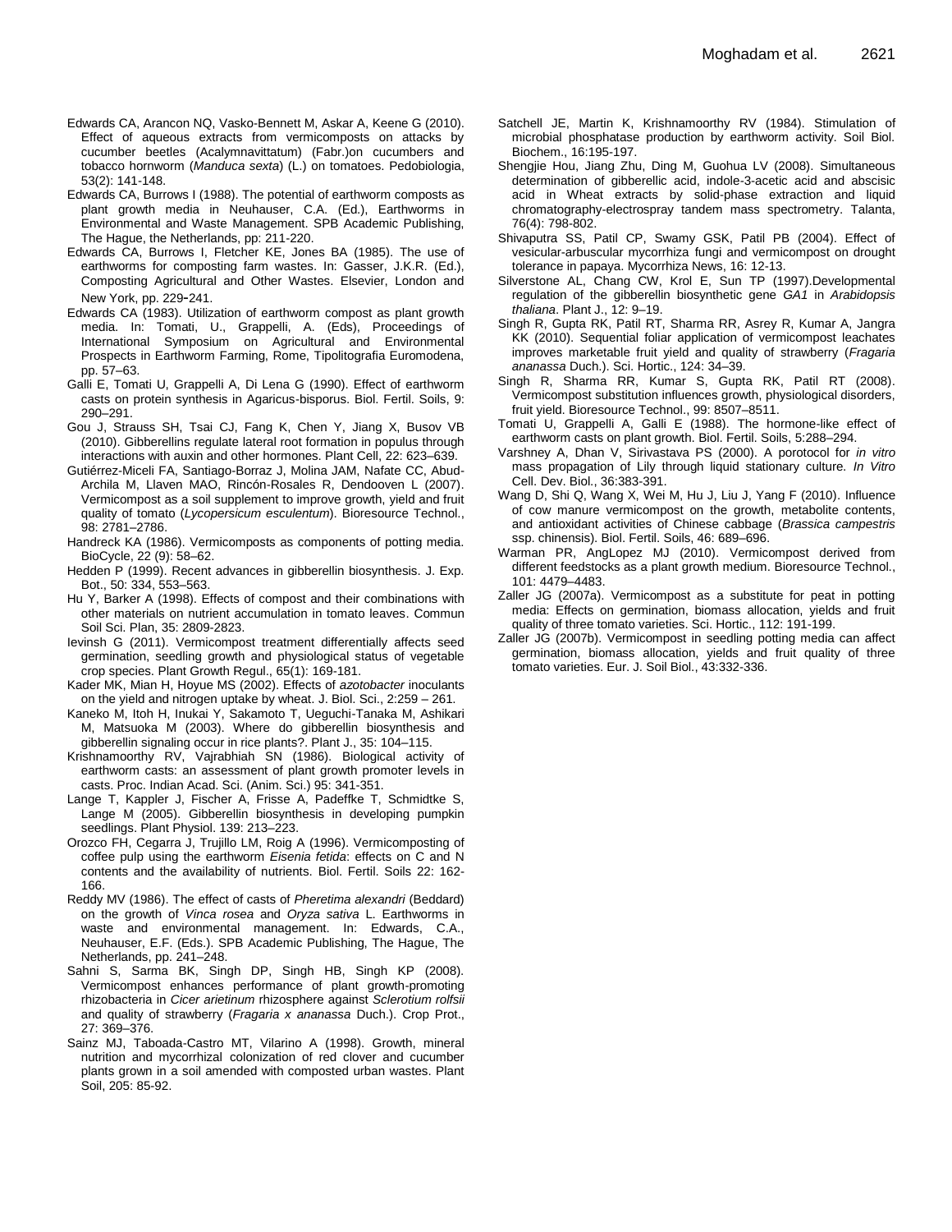Edwards CA, Arancon NQ, Vasko-Bennett M, Askar A, Keene G (2010). Effect of aqueous extracts from vermicomposts on attacks by cucumber beetles (Acalymnavittatum) (Fabr.)on cucumbers and tobacco hornworm (*Manduca sexta*) (L.) on tomatoes. Pedobiologia, 53(2): 141-148.

Edwards CA, Burrows I (1988). The potential of earthworm composts as plant growth media in Neuhauser, C.A. (Ed.), Earthworms in Environmental and Waste Management. SPB Academic Publishing, The Hague, the Netherlands, pp: 211-220.

Edwards CA, Burrows I, Fletcher KE, Jones BA (1985). The use of earthworms for composting farm wastes. In: Gasser, J.K.R. (Ed.), Composting Agricultural and Other Wastes. Elsevier, London and New York, pp. 229-241.

Edwards CA (1983). Utilization of earthworm compost as plant growth media. In: Tomati, U., Grappelli, A. (Eds), Proceedings of International Symposium on Agricultural and Environmental Prospects in Earthworm Farming, Rome, Tipolitografia Euromodena, pp. 57–63.

Galli E, Tomati U, Grappelli A, Di Lena G (1990). Effect of earthworm casts on protein synthesis in Agaricus-bisporus. Biol. Fertil. Soils, 9: 290–291.

Gou J, Strauss SH, Tsai CJ, Fang K, Chen Y, Jiang X, Busov VB (2010). Gibberellins regulate lateral root formation in populus through interactions with auxin and other hormones. Plant Cell, 22: 623–639.

Gutiérrez-Miceli FA, Santiago-Borraz J, Molina JAM, Nafate CC, Abud-Archila M, Llaven MAO, Rincón-Rosales R, Dendooven L (2007). Vermicompost as a soil supplement to improve growth, yield and fruit quality of tomato (*Lycopersicum esculentum*). Bioresource Technol., 98: 2781–2786.

Handreck KA (1986). Vermicomposts as components of potting media. BioCycle, 22 (9): 58–62.

Hedden P (1999). Recent advances in gibberellin biosynthesis. J. Exp. Bot., 50: 334, 553–563.

Hu Y, Barker A (1998). Effects of compost and their combinations with other materials on nutrient accumulation in tomato leaves. Commun Soil Sci. Plan, 35: 2809-2823.

Ievinsh G (2011). Vermicompost treatment differentially affects seed germination, seedling growth and physiological status of vegetable crop species. Plant Growth Regul., 65(1): 169-181.

Kader MK, Mian H, Hoyue MS (2002). Effects of *azotobacter* inoculants on the yield and nitrogen uptake by wheat. J. Biol. Sci., 2:259 – 261.

Kaneko M, Itoh H, Inukai Y, Sakamoto T, Ueguchi-Tanaka M, Ashikari M, Matsuoka M (2003). Where do gibberellin biosynthesis and gibberellin signaling occur in rice plants?. Plant J., 35: 104–115.

Krishnamoorthy RV, Vajrabhiah SN (1986). Biological activity of earthworm casts: an assessment of plant growth promoter levels in casts. Proc. Indian Acad. Sci. (Anim. Sci.) 95: 341-351.

Lange T, Kappler J, Fischer A, Frisse A, Padeffke T, Schmidtke S, Lange M (2005). Gibberellin biosynthesis in developing pumpkin seedlings. Plant Physiol. 139: 213–223.

Orozco FH, Cegarra J, Trujillo LM, Roig A (1996). Vermicomposting of coffee pulp using the earthworm *Eisenia fetida*: effects on C and N contents and the availability of nutrients. Biol. Fertil. Soils 22: 162-166.

Reddy MV (1986). The effect of casts of *Pheretima alexandri* (Beddard) on the growth of *Vinca rosea* and *Oryza sativa* L. Earthworms in waste and environmental management. In: Edwards, C.A., Neuhauser, E.F. (Eds.). SPB Academic Publishing, The Hague, The Netherlands, pp. 241–248.

Sahni S, Sarma BK, Singh DP, Singh HB, Singh KP (2008). Vermicompost enhances performance of plant growth-promoting rhizobacteria in *Cicer arietinum* rhizosphere against *Sclerotium rolfsii* and quality of strawberry (*Fragaria x ananassa* Duch.). Crop Prot., 27: 369–376.

Sainz MJ, Taboada-Castro MT, Vilarino A (1998). Growth, mineral nutrition and mycorrhizal colonization of red clover and cucumber plants grown in a soil amended with composted urban wastes. Plant Soil, 205: 85-92.

Satchell JE, Martin K, Krishnamoorthy RV (1984). Stimulation of microbial phosphatase production by earthworm activity. Soil Biol. Biochem., 16:195-197.

Shengjie Hou, Jiang Zhu, Ding M, Guohua LV (2008). Simultaneous determination of gibberellic acid, indole-3-acetic acid and abscisic acid in Wheat extracts by solid-phase extraction and liquid chromatography-electrospray tandem mass spectrometry. Talanta, 76(4): 798-802.

Shivaputra SS, Patil CP, Swamy GSK, Patil PB (2004). Effect of vesicular-arbuscular mycorrhiza fungi and vermicompost on drought tolerance in papaya. Mycorrhiza News, 16: 12-13.

Silverstone AL, Chang CW, Krol E, Sun TP (1997).Developmental regulation of the gibberellin biosynthetic gene *GA1* in *Arabidopsis thaliana*. Plant J., 12: 9–19.

Singh R, Gupta RK, Patil RT, Sharma RR, Asrey R, Kumar A, Jangra KK (2010). Sequential foliar application of vermicompost leachates improves marketable fruit yield and quality of strawberry (*Fragaria ananassa* Duch.). Sci. Hortic., 124: 34–39.

Singh R, Sharma RR, Kumar S, Gupta RK, Patil RT (2008). Vermicompost substitution influences growth, physiological disorders, fruit yield. Bioresource Technol., 99: 8507–8511.

Tomati U, Grappelli A, Galli E (1988). The hormone-like effect of earthworm casts on plant growth. Biol. Fertil. Soils, 5:288–294.

Varshney A, Dhan V, Sirivastava PS (2000). A porotocol for *in vitro* mass propagation of Lily through liquid stationary culture. *In Vitro* Cell. Dev. Biol., 36:383-391.

Wang D, Shi Q, Wang X, Wei M, Hu J, Liu J, Yang F (2010). Influence of cow manure vermicompost on the growth, metabolite contents, and antioxidant activities of Chinese cabbage (*Brassica campestris* ssp. chinensis). Biol. Fertil. Soils, 46: 689–696.

Warman PR, AngLopez MJ (2010). Vermicompost derived from different feedstocks as a plant growth medium. Bioresource Technol., 101: 4479–4483.

Zaller JG (2007a). Vermicompost as a substitute for peat in potting media: Effects on germination, biomass allocation, yields and fruit quality of three tomato varieties. Sci. Hortic., 112: 191-199.

Zaller JG (2007b). Vermicompost in seedling potting media can affect germination, biomass allocation, yields and fruit quality of three tomato varieties. Eur. J. Soil Biol., 43:332-336.